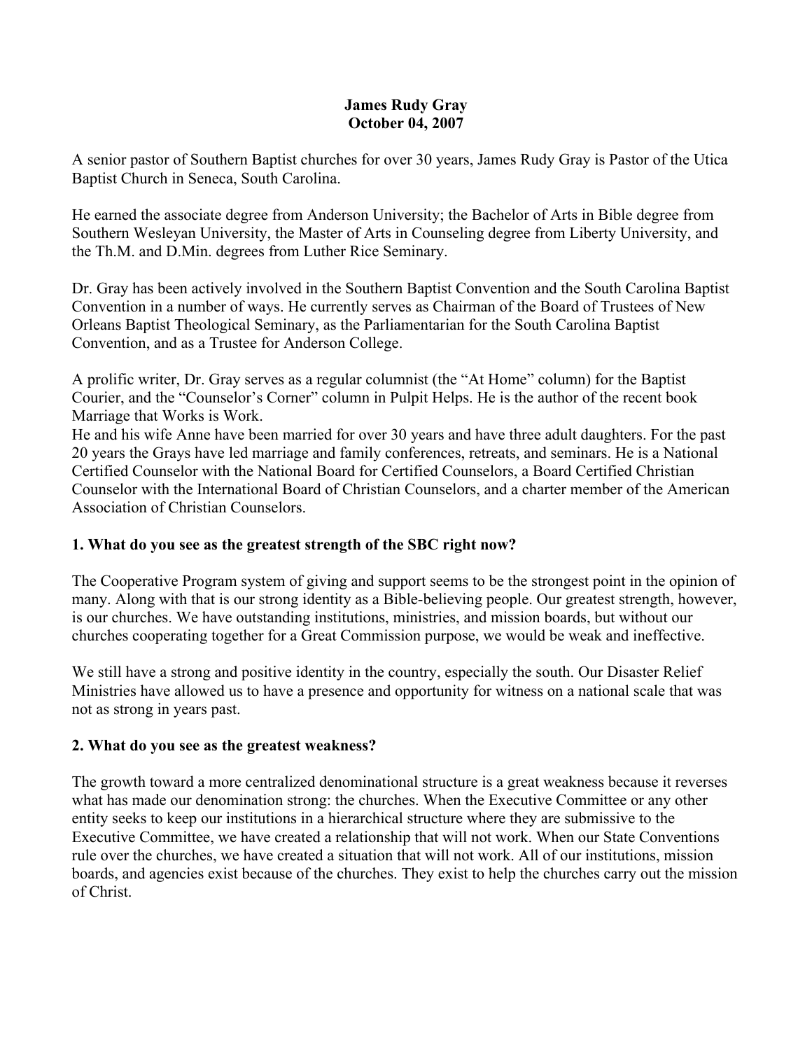**James Rudy Gray**
**October 04, 2007**

A senior pastor of Southern Baptist churches for over 30 years, James Rudy Gray is Pastor of the Utica Baptist Church in Seneca, South Carolina.

He earned the associate degree from Anderson University; the Bachelor of Arts in Bible degree from Southern Wesleyan University, the Master of Arts in Counseling degree from Liberty University, and the Th.M. and D.Min. degrees from Luther Rice Seminary.

Dr. Gray has been actively involved in the Southern Baptist Convention and the South Carolina Baptist Convention in a number of ways. He currently serves as Chairman of the Board of Trustees of New Orleans Baptist Theological Seminary, as the Parliamentarian for the South Carolina Baptist Convention, and as a Trustee for Anderson College.

A prolific writer, Dr. Gray serves as a regular columnist (the "At Home" column) for the Baptist Courier, and the "Counselor's Corner" column in Pulpit Helps. He is the author of the recent book Marriage that Works is Work.
He and his wife Anne have been married for over 30 years and have three adult daughters. For the past 20 years the Grays have led marriage and family conferences, retreats, and seminars. He is a National Certified Counselor with the National Board for Certified Counselors, a Board Certified Christian Counselor with the International Board of Christian Counselors, and a charter member of the American Association of Christian Counselors.

**1. What do you see as the greatest strength of the SBC right now?**

The Cooperative Program system of giving and support seems to be the strongest point in the opinion of many. Along with that is our strong identity as a Bible-believing people. Our greatest strength, however, is our churches. We have outstanding institutions, ministries, and mission boards, but without our churches cooperating together for a Great Commission purpose, we would be weak and ineffective.

We still have a strong and positive identity in the country, especially the south. Our Disaster Relief Ministries have allowed us to have a presence and opportunity for witness on a national scale that was not as strong in years past.

**2. What do you see as the greatest weakness?**

The growth toward a more centralized denominational structure is a great weakness because it reverses what has made our denomination strong: the churches. When the Executive Committee or any other entity seeks to keep our institutions in a hierarchical structure where they are submissive to the Executive Committee, we have created a relationship that will not work. When our State Conventions rule over the churches, we have created a situation that will not work. All of our institutions, mission boards, and agencies exist because of the churches. They exist to help the churches carry out the mission of Christ.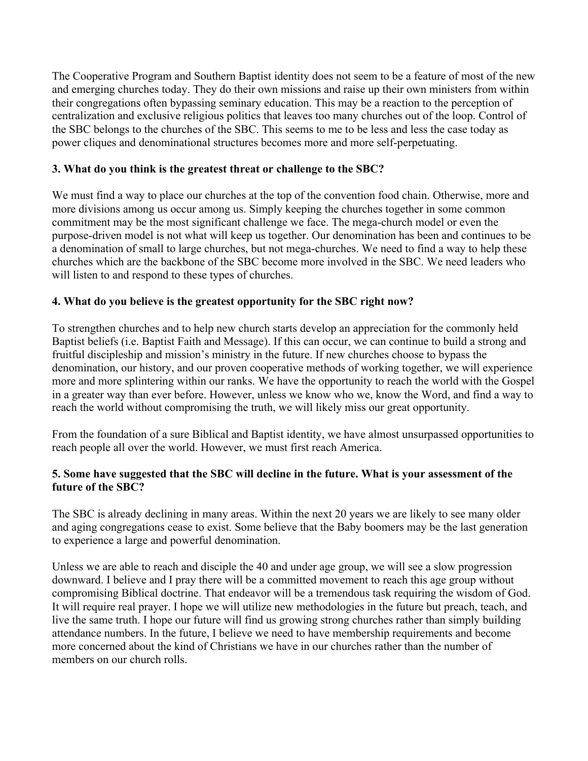The Cooperative Program and Southern Baptist identity does not seem to be a feature of most of the new and emerging churches today. They do their own missions and raise up their own ministers from within their congregations often bypassing seminary education. This may be a reaction to the perception of centralization and exclusive religious politics that leaves too many churches out of the loop. Control of the SBC belongs to the churches of the SBC. This seems to me to be less and less the case today as power cliques and denominational structures becomes more and more self-perpetuating.

**3. What do you think is the greatest threat or challenge to the SBC?**

We must find a way to place our churches at the top of the convention food chain. Otherwise, more and more divisions among us occur among us. Simply keeping the churches together in some common commitment may be the most significant challenge we face. The mega-church model or even the purpose-driven model is not what will keep us together. Our denomination has been and continues to be a denomination of small to large churches, but not mega-churches. We need to find a way to help these churches which are the backbone of the SBC become more involved in the SBC. We need leaders who will listen to and respond to these types of churches.

**4. What do you believe is the greatest opportunity for the SBC right now?**

To strengthen churches and to help new church starts develop an appreciation for the commonly held Baptist beliefs (i.e. Baptist Faith and Message). If this can occur, we can continue to build a strong and fruitful discipleship and mission's ministry in the future. If new churches choose to bypass the denomination, our history, and our proven cooperative methods of working together, we will experience more and more splintering within our ranks. We have the opportunity to reach the world with the Gospel in a greater way than ever before. However, unless we know who we, know the Word, and find a way to reach the world without compromising the truth, we will likely miss our great opportunity.

From the foundation of a sure Biblical and Baptist identity, we have almost unsurpassed opportunities to reach people all over the world. However, we must first reach America.

**5. Some have suggested that the SBC will decline in the future. What is your assessment of the future of the SBC?**

The SBC is already declining in many areas. Within the next 20 years we are likely to see many older and aging congregations cease to exist. Some believe that the Baby boomers may be the last generation to experience a large and powerful denomination.

Unless we are able to reach and disciple the 40 and under age group, we will see a slow progression downward. I believe and I pray there will be a committed movement to reach this age group without compromising Biblical doctrine. That endeavor will be a tremendous task requiring the wisdom of God. It will require real prayer. I hope we will utilize new methodologies in the future but preach, teach, and live the same truth. I hope our future will find us growing strong churches rather than simply building attendance numbers. In the future, I believe we need to have membership requirements and become more concerned about the kind of Christians we have in our churches rather than the number of members on our church rolls.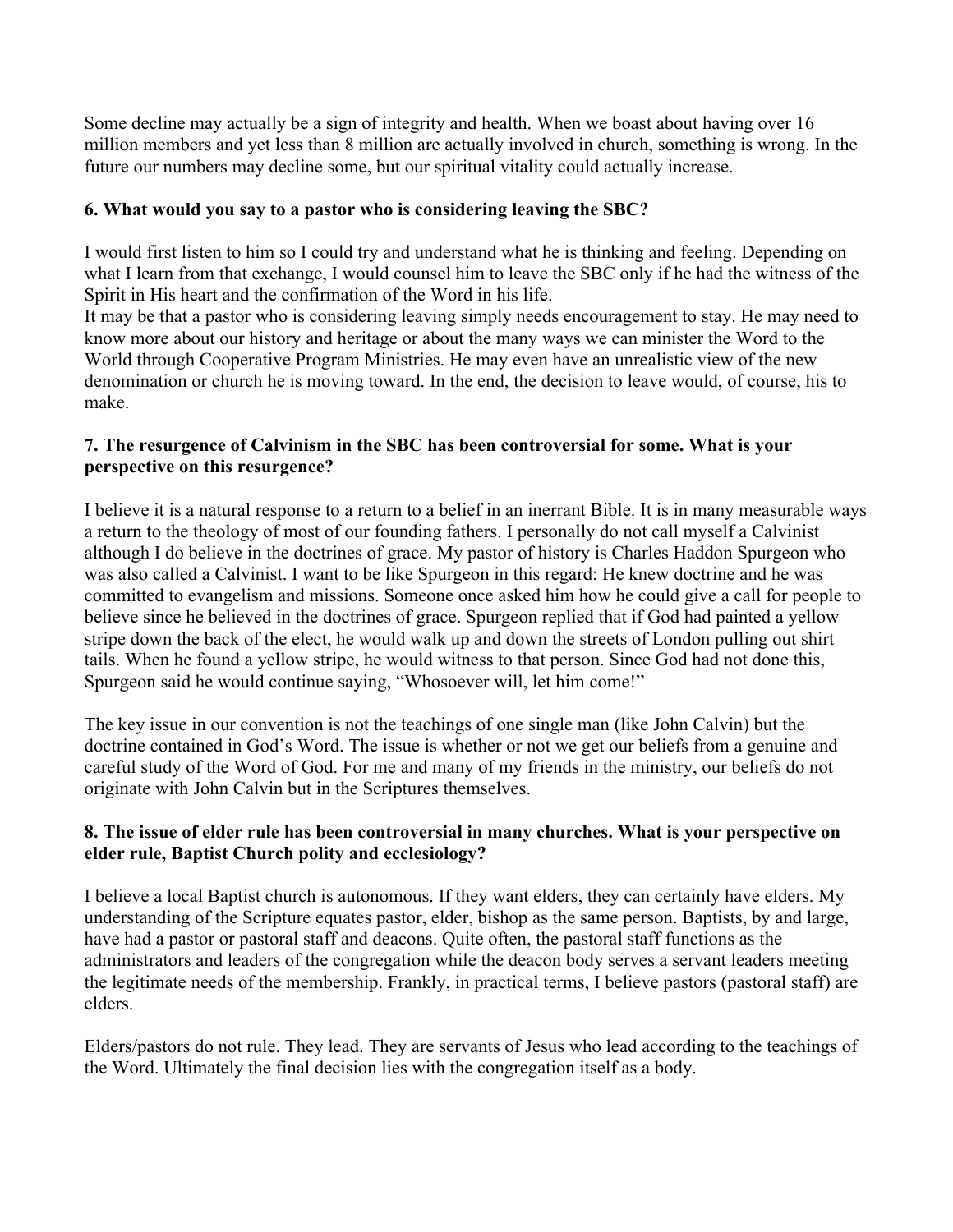Some decline may actually be a sign of integrity and health. When we boast about having over 16 million members and yet less than 8 million are actually involved in church, something is wrong. In the future our numbers may decline some, but our spiritual vitality could actually increase.

**6. What would you say to a pastor who is considering leaving the SBC?**

I would first listen to him so I could try and understand what he is thinking and feeling. Depending on what I learn from that exchange, I would counsel him to leave the SBC only if he had the witness of the Spirit in His heart and the confirmation of the Word in his life.
It may be that a pastor who is considering leaving simply needs encouragement to stay. He may need to know more about our history and heritage or about the many ways we can minister the Word to the World through Cooperative Program Ministries. He may even have an unrealistic view of the new denomination or church he is moving toward. In the end, the decision to leave would, of course, his to make.

**7. The resurgence of Calvinism in the SBC has been controversial for some. What is your perspective on this resurgence?**

I believe it is a natural response to a return to a belief in an inerrant Bible. It is in many measurable ways a return to the theology of most of our founding fathers. I personally do not call myself a Calvinist although I do believe in the doctrines of grace. My pastor of history is Charles Haddon Spurgeon who was also called a Calvinist. I want to be like Spurgeon in this regard: He knew doctrine and he was committed to evangelism and missions. Someone once asked him how he could give a call for people to believe since he believed in the doctrines of grace. Spurgeon replied that if God had painted a yellow stripe down the back of the elect, he would walk up and down the streets of London pulling out shirt tails. When he found a yellow stripe, he would witness to that person. Since God had not done this, Spurgeon said he would continue saying, "Whosoever will, let him come!"

The key issue in our convention is not the teachings of one single man (like John Calvin) but the doctrine contained in God's Word. The issue is whether or not we get our beliefs from a genuine and careful study of the Word of God. For me and many of my friends in the ministry, our beliefs do not originate with John Calvin but in the Scriptures themselves.

**8. The issue of elder rule has been controversial in many churches. What is your perspective on elder rule, Baptist Church polity and ecclesiology?**

I believe a local Baptist church is autonomous. If they want elders, they can certainly have elders. My understanding of the Scripture equates pastor, elder, bishop as the same person. Baptists, by and large, have had a pastor or pastoral staff and deacons. Quite often, the pastoral staff functions as the administrators and leaders of the congregation while the deacon body serves a servant leaders meeting the legitimate needs of the membership. Frankly, in practical terms, I believe pastors (pastoral staff) are elders.

Elders/pastors do not rule. They lead. They are servants of Jesus who lead according to the teachings of the Word. Ultimately the final decision lies with the congregation itself as a body.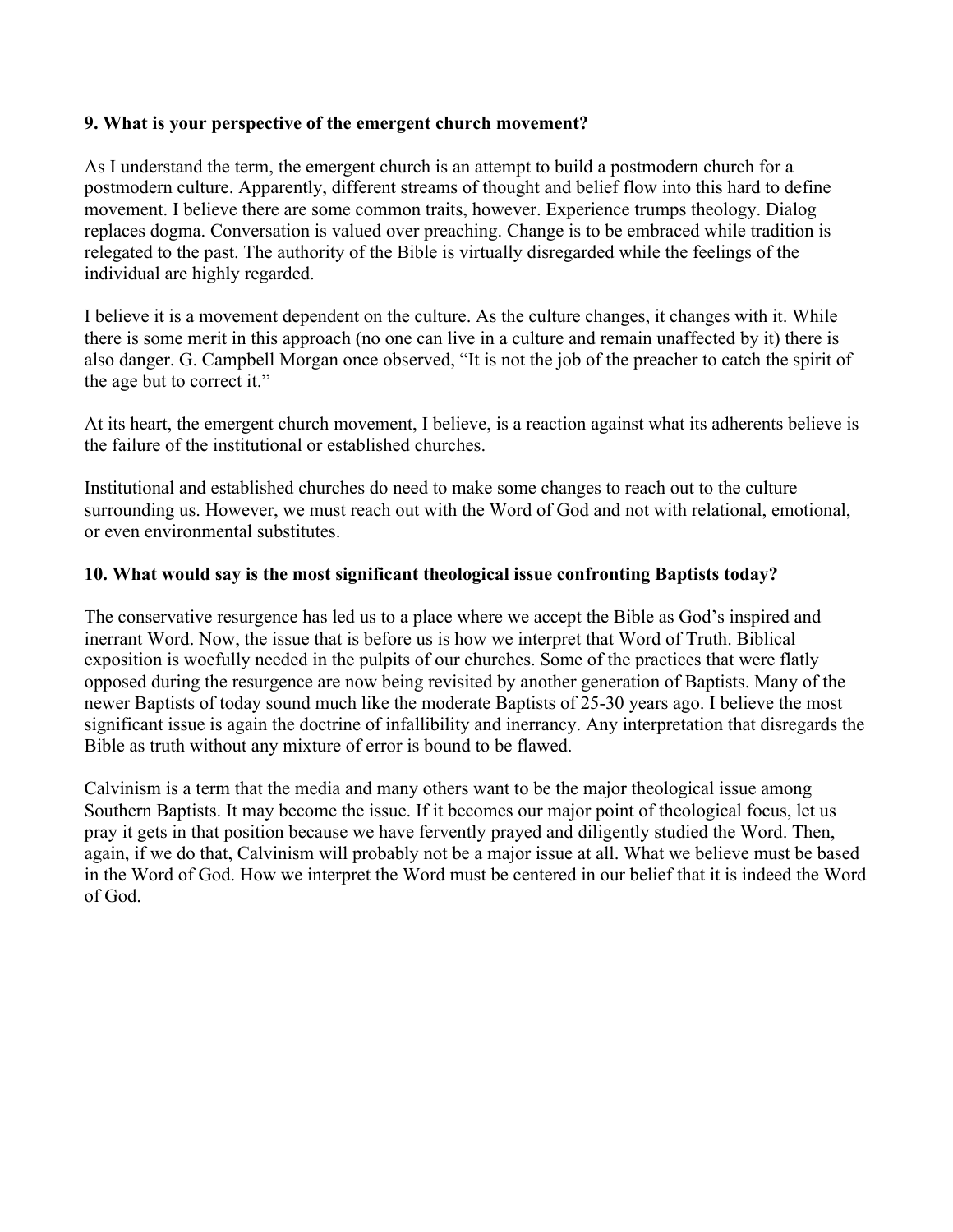**9. What is your perspective of the emergent church movement?**

As I understand the term, the emergent church is an attempt to build a postmodern church for a postmodern culture. Apparently, different streams of thought and belief flow into this hard to define movement. I believe there are some common traits, however. Experience trumps theology. Dialog replaces dogma. Conversation is valued over preaching. Change is to be embraced while tradition is relegated to the past. The authority of the Bible is virtually disregarded while the feelings of the individual are highly regarded.

I believe it is a movement dependent on the culture. As the culture changes, it changes with it. While there is some merit in this approach (no one can live in a culture and remain unaffected by it) there is also danger. G. Campbell Morgan once observed, "It is not the job of the preacher to catch the spirit of the age but to correct it."

At its heart, the emergent church movement, I believe, is a reaction against what its adherents believe is the failure of the institutional or established churches.

Institutional and established churches do need to make some changes to reach out to the culture surrounding us. However, we must reach out with the Word of God and not with relational, emotional, or even environmental substitutes.

**10. What would say is the most significant theological issue confronting Baptists today?**

The conservative resurgence has led us to a place where we accept the Bible as God's inspired and inerrant Word. Now, the issue that is before us is how we interpret that Word of Truth. Biblical exposition is woefully needed in the pulpits of our churches. Some of the practices that were flatly opposed during the resurgence are now being revisited by another generation of Baptists. Many of the newer Baptists of today sound much like the moderate Baptists of 25-30 years ago. I believe the most significant issue is again the doctrine of infallibility and inerrancy. Any interpretation that disregards the Bible as truth without any mixture of error is bound to be flawed.

Calvinism is a term that the media and many others want to be the major theological issue among Southern Baptists. It may become the issue. If it becomes our major point of theological focus, let us pray it gets in that position because we have fervently prayed and diligently studied the Word. Then, again, if we do that, Calvinism will probably not be a major issue at all. What we believe must be based in the Word of God. How we interpret the Word must be centered in our belief that it is indeed the Word of God.